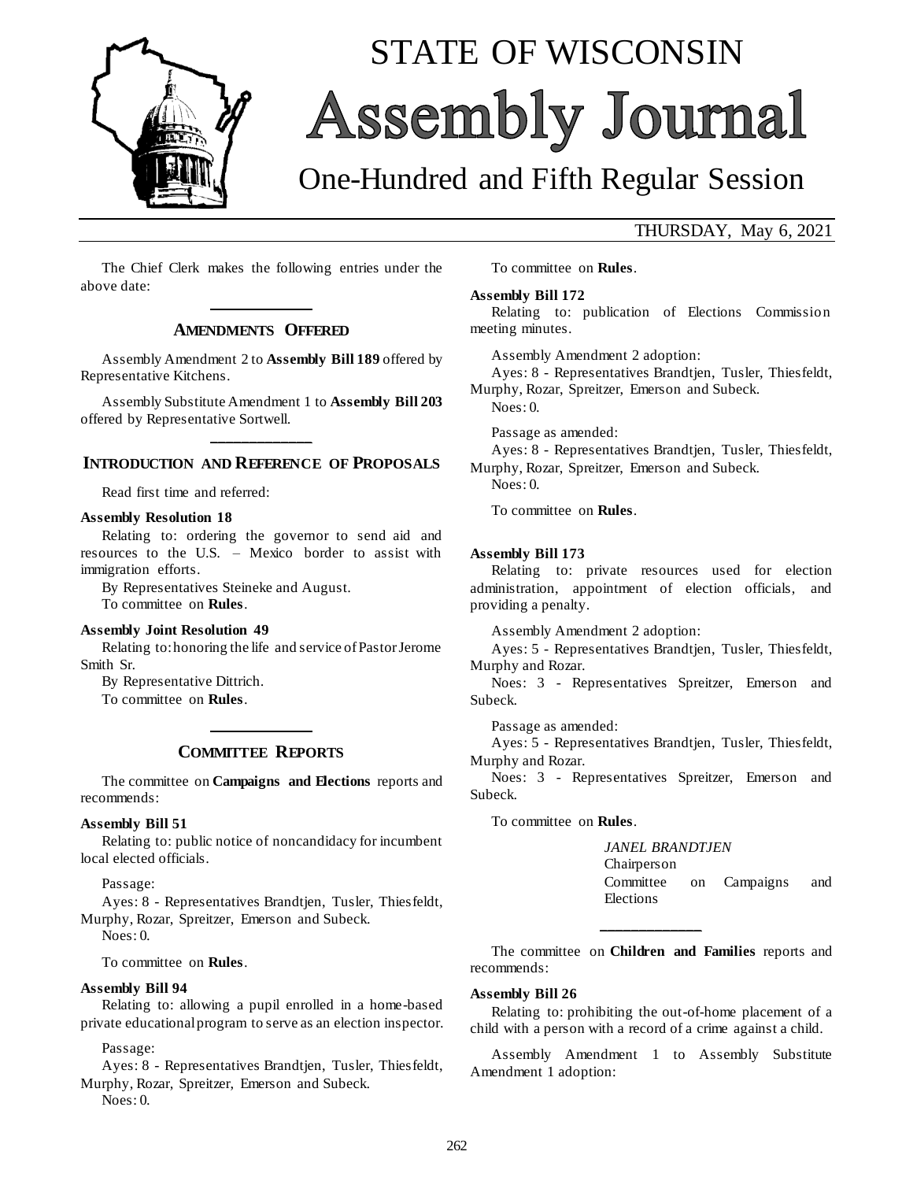# STATE OF WISCONSIN Assembly Journal

## One-Hundred and Fifth Regular Session

THURSDAY, May 6, 2021

The Chief Clerk makes the following entries under the above date:

## AMENDMENTS OFFERED

Assembly Amendment 2 to **Assembly Bill 189** offered by Representative Kitchens.

Assembly Substitute Amendment 1 to **Assembly Bill 203** offered by Representative Sortwell.

## INTRODUCTION AND REFERENCE OF PROPOSALS

Read first time and referred:

**Assembly Resolution 18**

Relating to: ordering the governor to send aid and resources to the U.S. – Mexico border to assist with immigration efforts.

By Representatives Steineke and August.

To committee on **Rules**.

**Assembly Joint Resolution 49**

Relating to: honoring the life and service of Pastor Jerome Smith Sr.

By Representative Dittrich.

To committee on **Rules**.

## COMMITTEE REPORTS

The committee on **Campaigns and Elections** reports and recommends:

**Assembly Bill 51**

Relating to: public notice of noncandidacy for incumbent local elected officials.

Passage:

Ayes: 8 - Representatives Brandtjen, Tusler, Thiesfeldt, Murphy, Rozar, Spreitzer, Emerson and Subeck.

Noes: 0.

To committee on **Rules**.

**Assembly Bill 94**

Relating to: allowing a pupil enrolled in a home-based private educational program to serve as an election inspector.

Passage:

Ayes: 8 - Representatives Brandtjen, Tusler, Thiesfeldt, Murphy, Rozar, Spreitzer, Emerson and Subeck.

Noes: 0.

To committee on **Rules**.

**Assembly Bill 172**

Relating to: publication of Elections Commission meeting minutes.

Assembly Amendment 2 adoption:

Ayes: 8 - Representatives Brandtjen, Tusler, Thiesfeldt, Murphy, Rozar, Spreitzer, Emerson and Subeck.

Noes: 0.

Passage as amended:

Ayes: 8 - Representatives Brandtjen, Tusler, Thiesfeldt, Murphy, Rozar, Spreitzer, Emerson and Subeck.

Noes: 0.

To committee on **Rules**.

**Assembly Bill 173**

Relating to: private resources used for election administration, appointment of election officials, and providing a penalty.

Assembly Amendment 2 adoption:

Ayes: 5 - Representatives Brandtjen, Tusler, Thiesfeldt, Murphy and Rozar.

Noes: 3 - Representatives Spreitzer, Emerson and Subeck.

Passage as amended:

Ayes: 5 - Representatives Brandtjen, Tusler, Thiesfeldt, Murphy and Rozar.

Noes: 3 - Representatives Spreitzer, Emerson and Subeck.

To committee on **Rules**.

*JANEL BRANDTJEN*
Chairperson
Committee on Campaigns and Elections

The committee on **Children and Families** reports and recommends:

**Assembly Bill 26**

Relating to: prohibiting the out-of-home placement of a child with a person with a record of a crime against a child.

Assembly Amendment 1 to Assembly Substitute Amendment 1 adoption: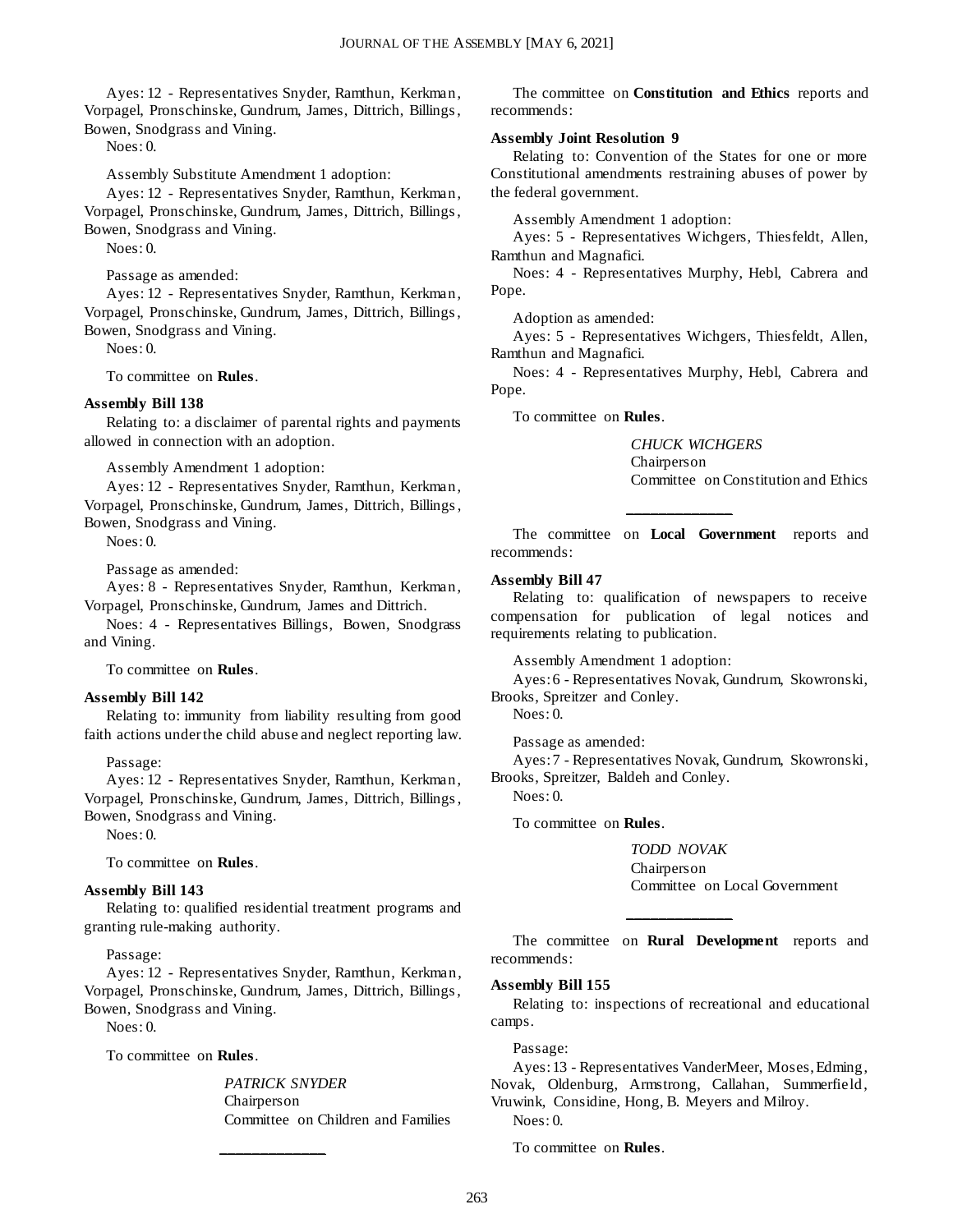Ayes: 12 - Representatives Snyder, Ramthun, Kerkman, Vorpagel, Pronschinske, Gundrum, James, Dittrich, Billings, Bowen, Snodgrass and Vining.

Noes: 0.

Assembly Substitute Amendment 1 adoption:

Ayes: 12 - Representatives Snyder, Ramthun, Kerkman, Vorpagel, Pronschinske, Gundrum, James, Dittrich, Billings, Bowen, Snodgrass and Vining.

Noes: 0.

Passage as amended:

Ayes: 12 - Representatives Snyder, Ramthun, Kerkman, Vorpagel, Pronschinske, Gundrum, James, Dittrich, Billings, Bowen, Snodgrass and Vining.

Noes: 0.

To committee on **Rules**.

**Assembly Bill 138**

Relating to: a disclaimer of parental rights and payments allowed in connection with an adoption.

Assembly Amendment 1 adoption:

Ayes: 12 - Representatives Snyder, Ramthun, Kerkman, Vorpagel, Pronschinske, Gundrum, James, Dittrich, Billings, Bowen, Snodgrass and Vining.

Noes: 0.

Passage as amended:

Ayes: 8 - Representatives Snyder, Ramthun, Kerkman, Vorpagel, Pronschinske, Gundrum, James and Dittrich.

Noes: 4 - Representatives Billings, Bowen, Snodgrass and Vining.

To committee on **Rules**.

**Assembly Bill 142**

Relating to: immunity from liability resulting from good faith actions under the child abuse and neglect reporting law.

Passage:

Ayes: 12 - Representatives Snyder, Ramthun, Kerkman, Vorpagel, Pronschinske, Gundrum, James, Dittrich, Billings, Bowen, Snodgrass and Vining.

Noes: 0.

To committee on **Rules**.

**Assembly Bill 143**

Relating to: qualified residential treatment programs and granting rule-making authority.

Passage:

Ayes: 12 - Representatives Snyder, Ramthun, Kerkman, Vorpagel, Pronschinske, Gundrum, James, Dittrich, Billings, Bowen, Snodgrass and Vining.

Noes: 0.

To committee on **Rules**.

*PATRICK SNYDER*
Chairperson
Committee on Children and Families

---

The committee on **Constitution and Ethics** reports and recommends:

**Assembly Joint Resolution 9**

Relating to: Convention of the States for one or more Constitutional amendments restraining abuses of power by the federal government.

Assembly Amendment 1 adoption:

Ayes: 5 - Representatives Wichgers, Thiesfeldt, Allen, Ramthun and Magnafici.

Noes: 4 - Representatives Murphy, Hebl, Cabrera and Pope.

Adoption as amended:

Ayes: 5 - Representatives Wichgers, Thiesfeldt, Allen, Ramthun and Magnafici.

Noes: 4 - Representatives Murphy, Hebl, Cabrera and Pope.

To committee on **Rules**.

*CHUCK WICHGERS*
Chairperson
Committee on Constitution and Ethics

---

The committee on **Local Government** reports and recommends:

**Assembly Bill 47**

Relating to: qualification of newspapers to receive compensation for publication of legal notices and requirements relating to publication.

Assembly Amendment 1 adoption:

Ayes: 6 - Representatives Novak, Gundrum, Skowronski, Brooks, Spreitzer and Conley.

Noes: 0.

Passage as amended:

Ayes: 7 - Representatives Novak, Gundrum, Skowronski, Brooks, Spreitzer, Baldeh and Conley.

Noes: 0.

To committee on **Rules**.

*TODD NOVAK*
Chairperson
Committee on Local Government

---

The committee on **Rural Development** reports and recommends:

**Assembly Bill 155**

Relating to: inspections of recreational and educational camps.

Passage:

Ayes: 13 - Representatives VanderMeer, Moses, Edming, Novak, Oldenburg, Armstrong, Callahan, Summerfield, Vruwink, Considine, Hong, B. Meyers and Milroy.

Noes: 0.

To committee on **Rules**.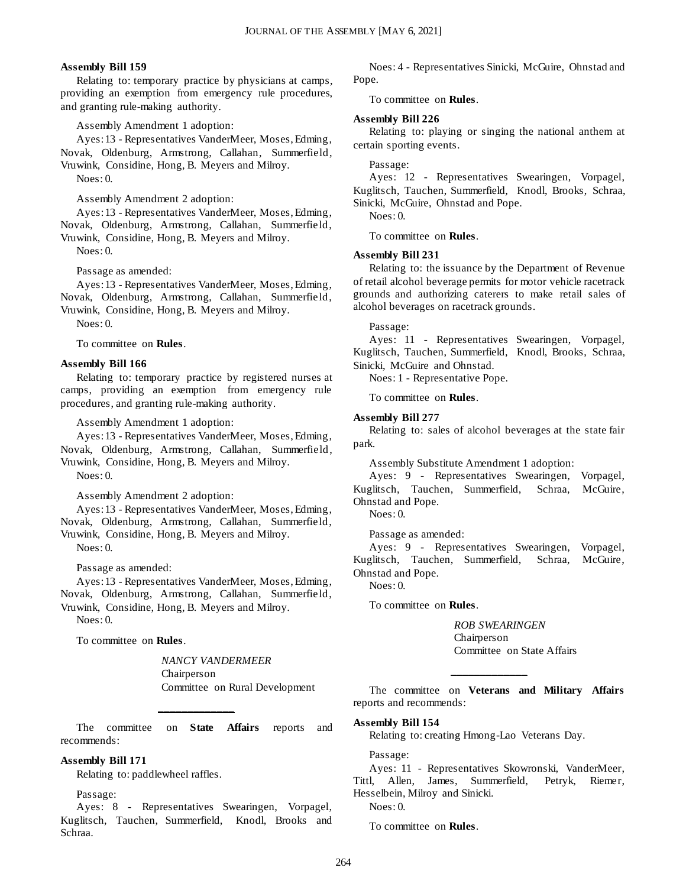**Assembly Bill 159**

Relating to: temporary practice by physicians at camps, providing an exemption from emergency rule procedures, and granting rule-making authority.

Assembly Amendment 1 adoption:

Ayes: 13 - Representatives VanderMeer, Moses, Edming, Novak, Oldenburg, Armstrong, Callahan, Summerfield, Vruwink, Considine, Hong, B. Meyers and Milroy.

Noes: 0.

Assembly Amendment 2 adoption:

Ayes: 13 - Representatives VanderMeer, Moses, Edming, Novak, Oldenburg, Armstrong, Callahan, Summerfield, Vruwink, Considine, Hong, B. Meyers and Milroy.

Noes: 0.

Passage as amended:

Ayes: 13 - Representatives VanderMeer, Moses, Edming, Novak, Oldenburg, Armstrong, Callahan, Summerfield, Vruwink, Considine, Hong, B. Meyers and Milroy.

Noes: 0.

To committee on **Rules**.

**Assembly Bill 166**

Relating to: temporary practice by registered nurses at camps, providing an exemption from emergency rule procedures, and granting rule-making authority.

Assembly Amendment 1 adoption:

Ayes: 13 - Representatives VanderMeer, Moses, Edming, Novak, Oldenburg, Armstrong, Callahan, Summerfield, Vruwink, Considine, Hong, B. Meyers and Milroy.

Noes: 0.

Assembly Amendment 2 adoption:

Ayes: 13 - Representatives VanderMeer, Moses, Edming, Novak, Oldenburg, Armstrong, Callahan, Summerfield, Vruwink, Considine, Hong, B. Meyers and Milroy.

Noes: 0.

Passage as amended:

Ayes: 13 - Representatives VanderMeer, Moses, Edming, Novak, Oldenburg, Armstrong, Callahan, Summerfield, Vruwink, Considine, Hong, B. Meyers and Milroy.

Noes: 0.

To committee on **Rules**.

*NANCY VANDERMEER*
Chairperson
Committee on Rural Development

---

The committee on **State Affairs** reports and recommends:

**Assembly Bill 171**

Relating to: paddlewheel raffles.

Passage:

Ayes: 8 - Representatives Swearingen, Vorpagel, Kuglitsch, Tauchen, Summerfield, Knodl, Brooks and Schraa.

Noes: 4 - Representatives Sinicki, McGuire, Ohnstad and Pope.

To committee on **Rules**.

**Assembly Bill 226**

Relating to: playing or singing the national anthem at certain sporting events.

Passage:

Ayes: 12 - Representatives Swearingen, Vorpagel, Kuglitsch, Tauchen, Summerfield, Knodl, Brooks, Schraa, Sinicki, McGuire, Ohnstad and Pope.

Noes: 0.

To committee on **Rules**.

**Assembly Bill 231**

Relating to: the issuance by the Department of Revenue of retail alcohol beverage permits for motor vehicle racetrack grounds and authorizing caterers to make retail sales of alcohol beverages on racetrack grounds.

Passage:

Ayes: 11 - Representatives Swearingen, Vorpagel, Kuglitsch, Tauchen, Summerfield, Knodl, Brooks, Schraa, Sinicki, McGuire and Ohnstad.

Noes: 1 - Representative Pope.

To committee on **Rules**.

**Assembly Bill 277**

Relating to: sales of alcohol beverages at the state fair park.

Assembly Substitute Amendment 1 adoption:

Ayes: 9 - Representatives Swearingen, Vorpagel, Kuglitsch, Tauchen, Summerfield, Schraa, McGuire, Ohnstad and Pope.

Noes: 0.

Passage as amended:

Ayes: 9 - Representatives Swearingen, Vorpagel, Kuglitsch, Tauchen, Summerfield, Schraa, McGuire, Ohnstad and Pope.

Noes: 0.

To committee on **Rules**.

*ROB SWEARINGEN*
Chairperson
Committee on State Affairs

---

The committee on **Veterans and Military Affairs** reports and recommends:

**Assembly Bill 154**

Relating to: creating Hmong-Lao Veterans Day.

Passage:

Ayes: 11 - Representatives Skowronski, VanderMeer, Tittl, Allen, James, Summerfield, Petryk, Riemer, Hesselbein, Milroy and Sinicki.

Noes: 0.

To committee on **Rules**.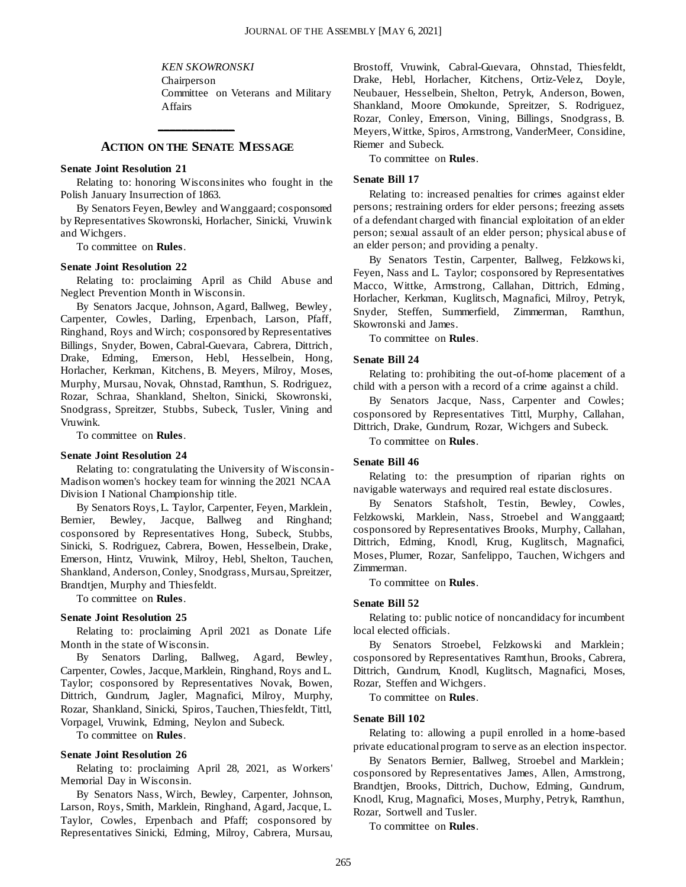*KEN SKOWRONSKI*
Chairperson
Committee on Veterans and Military Affairs

## ACTION ON THE SENATE MESSAGE

**Senate Joint Resolution 21**

Relating to: honoring Wisconsinites who fought in the Polish January Insurrection of 1863.

By Senators Feyen, Bewley and Wanggaard; cosponsored by Representatives Skowronski, Horlacher, Sinicki, Vruwink and Wichgers.

To committee on **Rules**.

**Senate Joint Resolution 22**

Relating to: proclaiming April as Child Abuse and Neglect Prevention Month in Wisconsin.

By Senators Jacque, Johnson, Agard, Ballweg, Bewley, Carpenter, Cowles, Darling, Erpenbach, Larson, Pfaff, Ringhand, Roys and Wirch; cosponsored by Representatives Billings, Snyder, Bowen, Cabral-Guevara, Cabrera, Dittrich, Drake, Edming, Emerson, Hebl, Hesselbein, Hong, Horlacher, Kerkman, Kitchens, B. Meyers, Milroy, Moses, Murphy, Mursau, Novak, Ohnstad, Ramthun, S. Rodriguez, Rozar, Schraa, Shankland, Shelton, Sinicki, Skowronski, Snodgrass, Spreitzer, Stubbs, Subeck, Tusler, Vining and Vruwink.

To committee on **Rules**.

**Senate Joint Resolution 24**

Relating to: congratulating the University of Wisconsin-Madison women's hockey team for winning the 2021 NCAA Division I National Championship title.

By Senators Roys, L. Taylor, Carpenter, Feyen, Marklein, Bernier, Bewley, Jacque, Ballweg and Ringhand; cosponsored by Representatives Hong, Subeck, Stubbs, Sinicki, S. Rodriguez, Cabrera, Bowen, Hesselbein, Drake, Emerson, Hintz, Vruwink, Milroy, Hebl, Shelton, Tauchen, Shankland, Anderson, Conley, Snodgrass, Mursau, Spreitzer, Brandtjen, Murphy and Thiesfeldt.

To committee on **Rules**.

**Senate Joint Resolution 25**

Relating to: proclaiming April 2021 as Donate Life Month in the state of Wisconsin.

By Senators Darling, Ballweg, Agard, Bewley, Carpenter, Cowles, Jacque, Marklein, Ringhand, Roys and L. Taylor; cosponsored by Representatives Novak, Bowen, Dittrich, Gundrum, Jagler, Magnafici, Milroy, Murphy, Rozar, Shankland, Sinicki, Spiros, Tauchen, Thiesfeldt, Tittl, Vorpagel, Vruwink, Edming, Neylon and Subeck.

To committee on **Rules**.

**Senate Joint Resolution 26**

Relating to: proclaiming April 28, 2021, as Workers' Memorial Day in Wisconsin.

By Senators Nass, Wirch, Bewley, Carpenter, Johnson, Larson, Roys, Smith, Marklein, Ringhand, Agard, Jacque, L. Taylor, Cowles, Erpenbach and Pfaff; cosponsored by Representatives Sinicki, Edming, Milroy, Cabrera, Mursau, Brostoff, Vruwink, Cabral-Guevara, Ohnstad, Thiesfeldt, Drake, Hebl, Horlacher, Kitchens, Ortiz-Velez, Doyle, Neubauer, Hesselbein, Shelton, Petryk, Anderson, Bowen, Shankland, Moore Omokunde, Spreitzer, S. Rodriguez, Rozar, Conley, Emerson, Vining, Billings, Snodgrass, B. Meyers, Wittke, Spiros, Armstrong, VanderMeer, Considine, Riemer and Subeck.

To committee on **Rules**.

**Senate Bill 17**

Relating to: increased penalties for crimes against elder persons; restraining orders for elder persons; freezing assets of a defendant charged with financial exploitation of an elder person; sexual assault of an elder person; physical abuse of an elder person; and providing a penalty.

By Senators Testin, Carpenter, Ballweg, Felzkowski, Feyen, Nass and L. Taylor; cosponsored by Representatives Macco, Wittke, Armstrong, Callahan, Dittrich, Edming, Horlacher, Kerkman, Kuglitsch, Magnafici, Milroy, Petryk, Snyder, Steffen, Summerfield, Zimmerman, Ramthun, Skowronski and James.

To committee on **Rules**.

**Senate Bill 24**

Relating to: prohibiting the out-of-home placement of a child with a person with a record of a crime against a child.

By Senators Jacque, Nass, Carpenter and Cowles; cosponsored by Representatives Tittl, Murphy, Callahan, Dittrich, Drake, Gundrum, Rozar, Wichgers and Subeck.

To committee on **Rules**.

**Senate Bill 46**

Relating to: the presumption of riparian rights on navigable waterways and required real estate disclosures.

By Senators Stafsholt, Testin, Bewley, Cowles, Felzkowski, Marklein, Nass, Stroebel and Wanggaard; cosponsored by Representatives Brooks, Murphy, Callahan, Dittrich, Edming, Knodl, Krug, Kuglitsch, Magnafici, Moses, Plumer, Rozar, Sanfelippo, Tauchen, Wichgers and Zimmerman.

To committee on **Rules**.

**Senate Bill 52**

Relating to: public notice of noncandidacy for incumbent local elected officials.

By Senators Stroebel, Felzkowski and Marklein; cosponsored by Representatives Ramthun, Brooks, Cabrera, Dittrich, Gundrum, Knodl, Kuglitsch, Magnafici, Moses, Rozar, Steffen and Wichgers.

To committee on **Rules**.

**Senate Bill 102**

Relating to: allowing a pupil enrolled in a home-based private educational program to serve as an election inspector.

By Senators Bernier, Ballweg, Stroebel and Marklein; cosponsored by Representatives James, Allen, Armstrong, Brandtjen, Brooks, Dittrich, Duchow, Edming, Gundrum, Knodl, Krug, Magnafici, Moses, Murphy, Petryk, Ramthun, Rozar, Sortwell and Tusler.

To committee on **Rules**.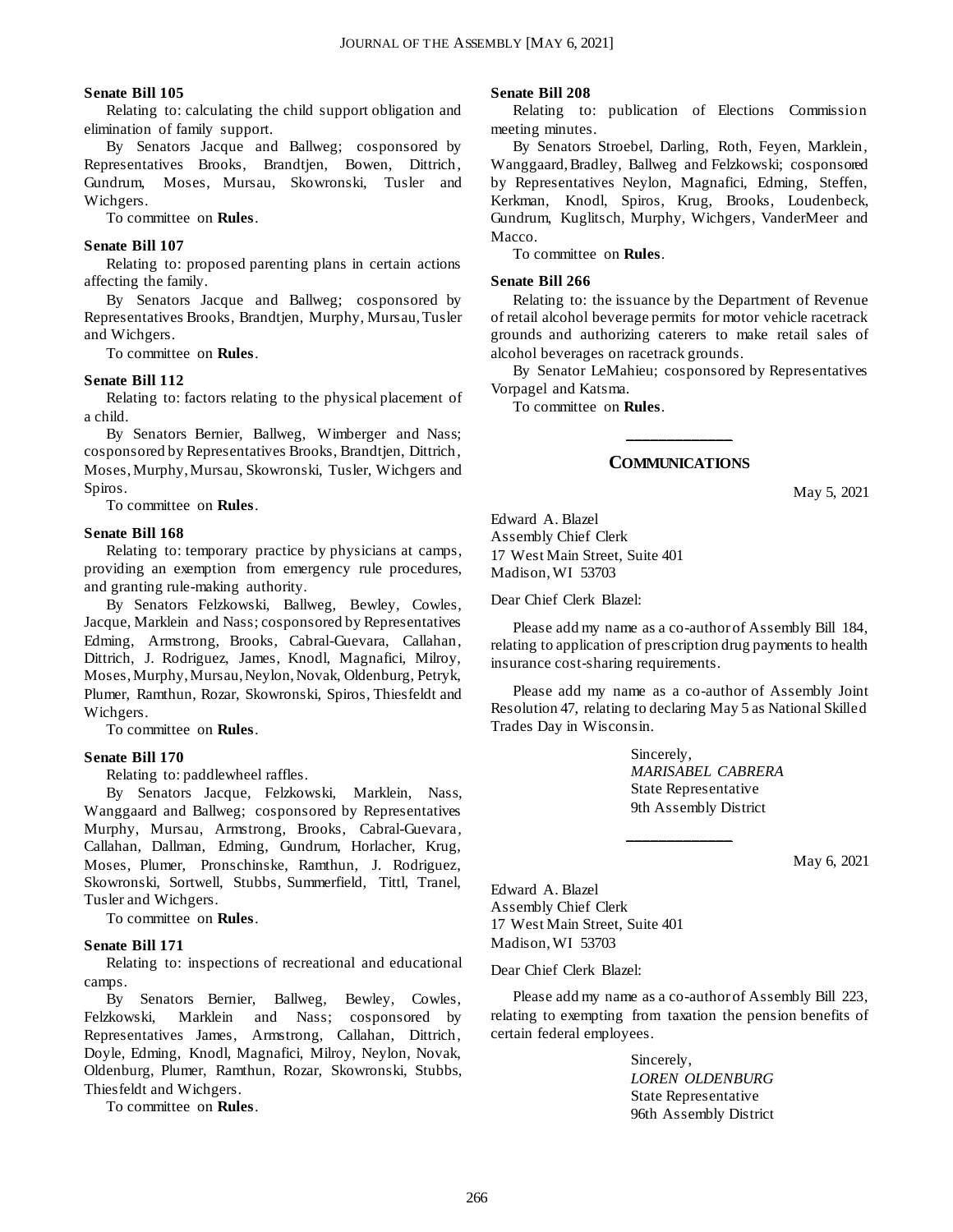**Senate Bill 105**

Relating to: calculating the child support obligation and elimination of family support.

By Senators Jacque and Ballweg; cosponsored by Representatives Brooks, Brandtjen, Bowen, Dittrich, Gundrum, Moses, Mursau, Skowronski, Tusler and Wichgers.

To committee on **Rules**.

**Senate Bill 107**

Relating to: proposed parenting plans in certain actions affecting the family.

By Senators Jacque and Ballweg; cosponsored by Representatives Brooks, Brandtjen, Murphy, Mursau, Tusler and Wichgers.

To committee on **Rules**.

**Senate Bill 112**

Relating to: factors relating to the physical placement of a child.

By Senators Bernier, Ballweg, Wimberger and Nass; cosponsored by Representatives Brooks, Brandtjen, Dittrich, Moses, Murphy, Mursau, Skowronski, Tusler, Wichgers and Spiros.

To committee on **Rules**.

**Senate Bill 168**

Relating to: temporary practice by physicians at camps, providing an exemption from emergency rule procedures, and granting rule-making authority.

By Senators Felzkowski, Ballweg, Bewley, Cowles, Jacque, Marklein and Nass; cosponsored by Representatives Edming, Armstrong, Brooks, Cabral-Guevara, Callahan, Dittrich, J. Rodriguez, James, Knodl, Magnafici, Milroy, Moses, Murphy, Mursau, Neylon, Novak, Oldenburg, Petryk, Plumer, Ramthun, Rozar, Skowronski, Spiros, Thiesfeldt and Wichgers.

To committee on **Rules**.

**Senate Bill 170**

Relating to: paddlewheel raffles.

By Senators Jacque, Felzkowski, Marklein, Nass, Wanggaard and Ballweg; cosponsored by Representatives Murphy, Mursau, Armstrong, Brooks, Cabral-Guevara, Callahan, Dallman, Edming, Gundrum, Horlacher, Krug, Moses, Plumer, Pronschinske, Ramthun, J. Rodriguez, Skowronski, Sortwell, Stubbs, Summerfield, Tittl, Tranel, Tusler and Wichgers.

To committee on **Rules**.

**Senate Bill 171**

Relating to: inspections of recreational and educational camps.

By Senators Bernier, Ballweg, Bewley, Cowles, Felzkowski, Marklein and Nass; cosponsored by Representatives James, Armstrong, Callahan, Dittrich, Doyle, Edming, Knodl, Magnafici, Milroy, Neylon, Novak, Oldenburg, Plumer, Ramthun, Rozar, Skowronski, Stubbs, Thiesfeldt and Wichgers.

To committee on **Rules**.

**Senate Bill 208**

Relating to: publication of Elections Commission meeting minutes.

By Senators Stroebel, Darling, Roth, Feyen, Marklein, Wanggaard, Bradley, Ballweg and Felzkowski; cosponsored by Representatives Neylon, Magnafici, Edming, Steffen, Kerkman, Knodl, Spiros, Krug, Brooks, Loudenbeck, Gundrum, Kuglitsch, Murphy, Wichgers, VanderMeer and Macco.

To committee on **Rules**.

**Senate Bill 266**

Relating to: the issuance by the Department of Revenue of retail alcohol beverage permits for motor vehicle racetrack grounds and authorizing caterers to make retail sales of alcohol beverages on racetrack grounds.

By Senator LeMahieu; cosponsored by Representatives Vorpagel and Katsma.

To committee on **Rules**.

---

## COMMUNICATIONS

May 5, 2021

Edward A. Blazel
Assembly Chief Clerk
17 West Main Street, Suite 401
Madison, WI 53703

Dear Chief Clerk Blazel:

Please add my name as a co-author of Assembly Bill 184, relating to application of prescription drug payments to health insurance cost-sharing requirements.

Please add my name as a co-author of Assembly Joint Resolution 47, relating to declaring May 5 as National Skilled Trades Day in Wisconsin.

Sincerely,
*MARISABEL CABRERA*
State Representative
9th Assembly District

---

May 6, 2021

Edward A. Blazel
Assembly Chief Clerk
17 West Main Street, Suite 401
Madison, WI 53703

Dear Chief Clerk Blazel:

Please add my name as a co-author of Assembly Bill 223, relating to exempting from taxation the pension benefits of certain federal employees.

Sincerely,
*LOREN OLDENBURG*
State Representative
96th Assembly District